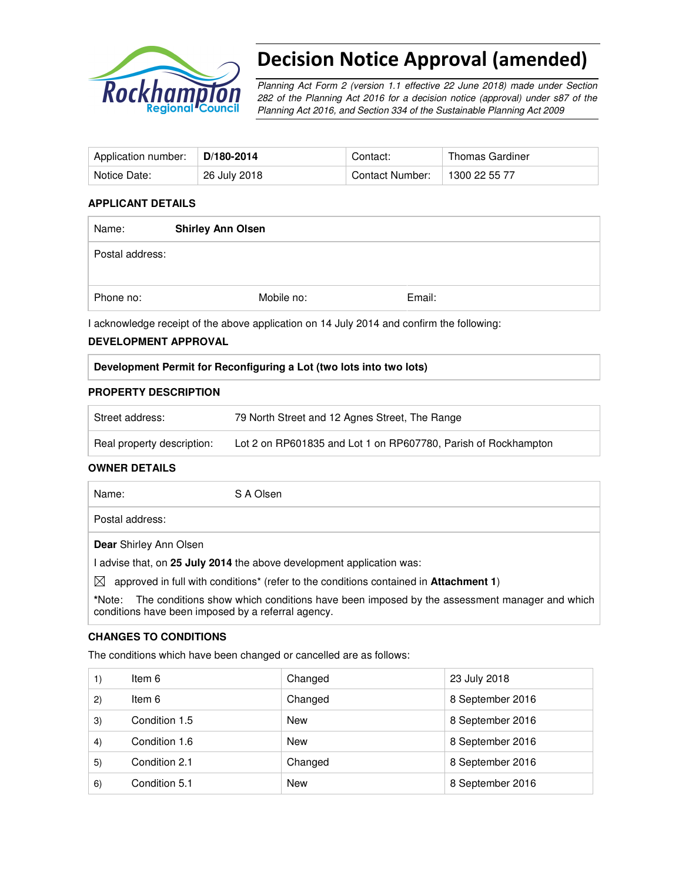# Decision Notice Approval (amended)

*Planning Act Form 2 (version 1.1 effective 22 June 2018) made under Section 282 of the Planning Act 2016 for a decision notice (approval) under s87 of the Planning Act 2016, and Section 334 of the Sustainable Planning Act 2009*

| Application number: | **D/180-2014** | Contact: | Thomas Gardiner |
|---|---|---|---|
| Notice Date: | 26 July 2018 | Contact Number: | 1300 22 55 77 |

### APPLICANT DETAILS

| Name: | **Shirley Ann Olsen** | |
|---|---|---|
| Postal address: | | |
| Phone no: | Mobile no: | Email: |

I acknowledge receipt of the above application on 14 July 2014 and confirm the following:

### DEVELOPMENT APPROVAL

| **Development Permit for Reconfiguring a Lot (two lots into two lots)** |
|---|

### PROPERTY DESCRIPTION

| Street address: | 79 North Street and 12 Agnes Street, The Range |
|---|---|
| Real property description: | Lot 2 on RP601835 and Lot 1 on RP607780, Parish of Rockhampton |

### OWNER DETAILS

| Name: | S A Olsen |
|---|---|
| Postal address: | |

**Dear** Shirley Ann Olsen

I advise that, on **25 July 2014** the above development application was:

☒ approved in full with conditions* (refer to the conditions contained in **Attachment 1**)

***Note:** The conditions show which conditions have been imposed by the assessment manager and which conditions have been imposed by a referral agency.

### CHANGES TO CONDITIONS

The conditions which have been changed or cancelled are as follows:

| | | | |
|---|---|---|---|
| 1) | Item 6 | Changed | 23 July 2018 |
| 2) | Item 6 | Changed | 8 September 2016 |
| 3) | Condition 1.5 | New | 8 September 2016 |
| 4) | Condition 1.6 | New | 8 September 2016 |
| 5) | Condition 2.1 | Changed | 8 September 2016 |
| 6) | Condition 5.1 | New | 8 September 2016 |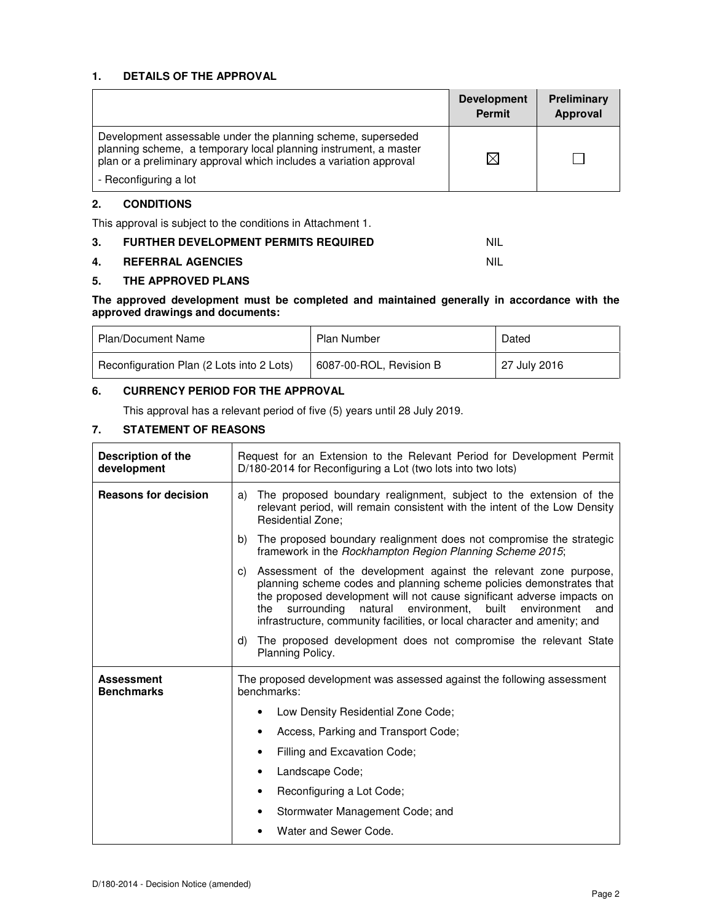## 1. DETAILS OF THE APPROVAL

| | Development Permit | Preliminary Approval |
|---|---|---|
| Development assessable under the planning scheme, superseded planning scheme, a temporary local planning instrument, a master plan or a preliminary approval which includes a variation approval<br>- Reconfiguring a lot | ☒ | ☐ |

## 2. CONDITIONS

This approval is subject to the conditions in Attachment 1.

## 3. FURTHER DEVELOPMENT PERMITS REQUIRED — NIL

## 4. REFERRAL AGENCIES — NIL

## 5. THE APPROVED PLANS

**The approved development must be completed and maintained generally in accordance with the approved drawings and documents:**

| Plan/Document Name | Plan Number | Dated |
|---|---|---|
| Reconfiguration Plan (2 Lots into 2 Lots) | 6087-00-ROL, Revision B | 27 July 2016 |

## 6. CURRENCY PERIOD FOR THE APPROVAL

This approval has a relevant period of five (5) years until 28 July 2019.

## 7. STATEMENT OF REASONS

| | |
|---|---|
| **Description of the development** | Request for an Extension to the Relevant Period for Development Permit D/180-2014 for Reconfiguring a Lot (two lots into two lots) |
| **Reasons for decision** | a) The proposed boundary realignment, subject to the extension of the relevant period, will remain consistent with the intent of the Low Density Residential Zone;<br>b) The proposed boundary realignment does not compromise the strategic framework in the *Rockhampton Region Planning Scheme 2015*;<br>c) Assessment of the development against the relevant zone purpose, planning scheme codes and planning scheme policies demonstrates that the proposed development will not cause significant adverse impacts on the surrounding natural environment, built environment and infrastructure, community facilities, or local character and amenity; and<br>d) The proposed development does not compromise the relevant State Planning Policy. |
| **Assessment Benchmarks** | The proposed development was assessed against the following assessment benchmarks:<br>• Low Density Residential Zone Code;<br>• Access, Parking and Transport Code;<br>• Filling and Excavation Code;<br>• Landscape Code;<br>• Reconfiguring a Lot Code;<br>• Stormwater Management Code; and<br>• Water and Sewer Code. |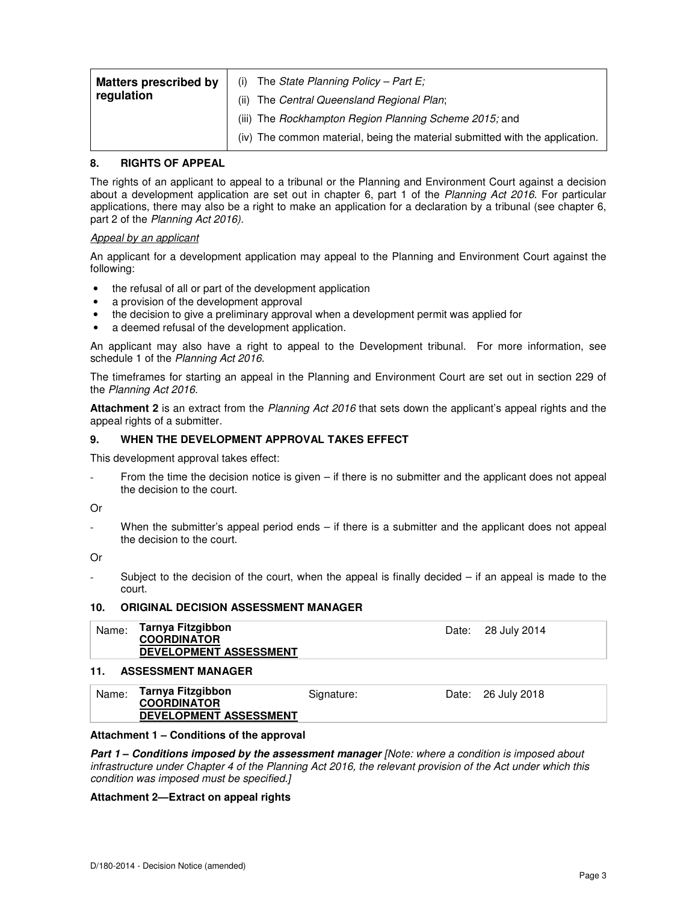| Matters prescribed by regulation | (i) The *State Planning Policy – Part E;* |
|---|---|
| | (ii) The *Central Queensland Regional Plan*; |
| | (iii) The *Rockhampton Region Planning Scheme 2015;* and |
| | (iv) The common material, being the material submitted with the application. |

## 8. RIGHTS OF APPEAL

The rights of an applicant to appeal to a tribunal or the Planning and Environment Court against a decision about a development application are set out in chapter 6, part 1 of the *Planning Act 2016*. For particular applications, there may also be a right to make an application for a declaration by a tribunal (see chapter 6, part 2 of the *Planning Act 2016).*

*Appeal by an applicant*

An applicant for a development application may appeal to the Planning and Environment Court against the following:

- the refusal of all or part of the development application
- a provision of the development approval
- the decision to give a preliminary approval when a development permit was applied for
- a deemed refusal of the development application.

An applicant may also have a right to appeal to the Development tribunal. For more information, see schedule 1 of the *Planning Act 2016*.

The timeframes for starting an appeal in the Planning and Environment Court are set out in section 229 of the *Planning Act 2016*.

**Attachment 2** is an extract from the *Planning Act 2016* that sets down the applicant's appeal rights and the appeal rights of a submitter.

## 9. WHEN THE DEVELOPMENT APPROVAL TAKES EFFECT

This development approval takes effect:

- From the time the decision notice is given – if there is no submitter and the applicant does not appeal the decision to the court.

Or

- When the submitter's appeal period ends – if there is a submitter and the applicant does not appeal the decision to the court.

Or

- Subject to the decision of the court, when the appeal is finally decided – if an appeal is made to the court.

## 10. ORIGINAL DECISION ASSESSMENT MANAGER

| Name: | **Tarnya Fitzgibbon** <br> **COORDINATOR** <br> **DEVELOPMENT ASSESSMENT** | Date: | 28 July 2014 |
|---|---|---|---|

## 11. ASSESSMENT MANAGER

| Name: | **Tarnya Fitzgibbon** <br> **COORDINATOR** <br> **DEVELOPMENT ASSESSMENT** | Signature: | Date: | 26 July 2018 |
|---|---|---|---|---|

**Attachment 1 – Conditions of the approval**

***Part 1 – Conditions imposed by the assessment manager*** *[Note: where a condition is imposed about infrastructure under Chapter 4 of the Planning Act 2016, the relevant provision of the Act under which this condition was imposed must be specified.]*

**Attachment 2—Extract on appeal rights**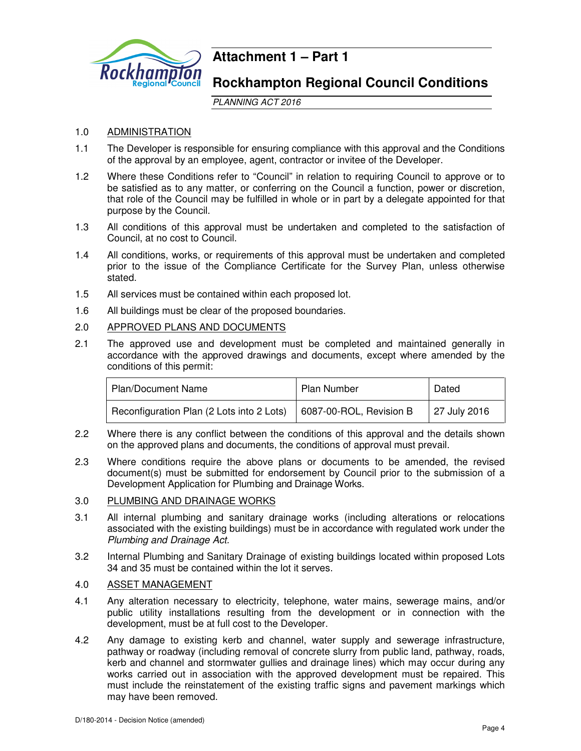# Attachment 1 – Part 1

## Rockhampton Regional Council Conditions

*PLANNING ACT 2016*

1.0 ADMINISTRATION

1.1 The Developer is responsible for ensuring compliance with this approval and the Conditions of the approval by an employee, agent, contractor or invitee of the Developer.

1.2 Where these Conditions refer to "Council" in relation to requiring Council to approve or to be satisfied as to any matter, or conferring on the Council a function, power or discretion, that role of the Council may be fulfilled in whole or in part by a delegate appointed for that purpose by the Council.

1.3 All conditions of this approval must be undertaken and completed to the satisfaction of Council, at no cost to Council.

1.4 All conditions, works, or requirements of this approval must be undertaken and completed prior to the issue of the Compliance Certificate for the Survey Plan, unless otherwise stated.

1.5 All services must be contained within each proposed lot.

1.6 All buildings must be clear of the proposed boundaries.

2.0 APPROVED PLANS AND DOCUMENTS

2.1 The approved use and development must be completed and maintained generally in accordance with the approved drawings and documents, except where amended by the conditions of this permit:

| Plan/Document Name | Plan Number | Dated |
|---|---|---|
| Reconfiguration Plan (2 Lots into 2 Lots) | 6087-00-ROL, Revision B | 27 July 2016 |

2.2 Where there is any conflict between the conditions of this approval and the details shown on the approved plans and documents, the conditions of approval must prevail.

2.3 Where conditions require the above plans or documents to be amended, the revised document(s) must be submitted for endorsement by Council prior to the submission of a Development Application for Plumbing and Drainage Works.

3.0 PLUMBING AND DRAINAGE WORKS

3.1 All internal plumbing and sanitary drainage works (including alterations or relocations associated with the existing buildings) must be in accordance with regulated work under the *Plumbing and Drainage Act.*

3.2 Internal Plumbing and Sanitary Drainage of existing buildings located within proposed Lots 34 and 35 must be contained within the lot it serves.

4.0 ASSET MANAGEMENT

4.1 Any alteration necessary to electricity, telephone, water mains, sewerage mains, and/or public utility installations resulting from the development or in connection with the development, must be at full cost to the Developer.

4.2 Any damage to existing kerb and channel, water supply and sewerage infrastructure, pathway or roadway (including removal of concrete slurry from public land, pathway, roads, kerb and channel and stormwater gullies and drainage lines) which may occur during any works carried out in association with the approved development must be repaired. This must include the reinstatement of the existing traffic signs and pavement markings which may have been removed.

D/180-2014 - Decision Notice (amended)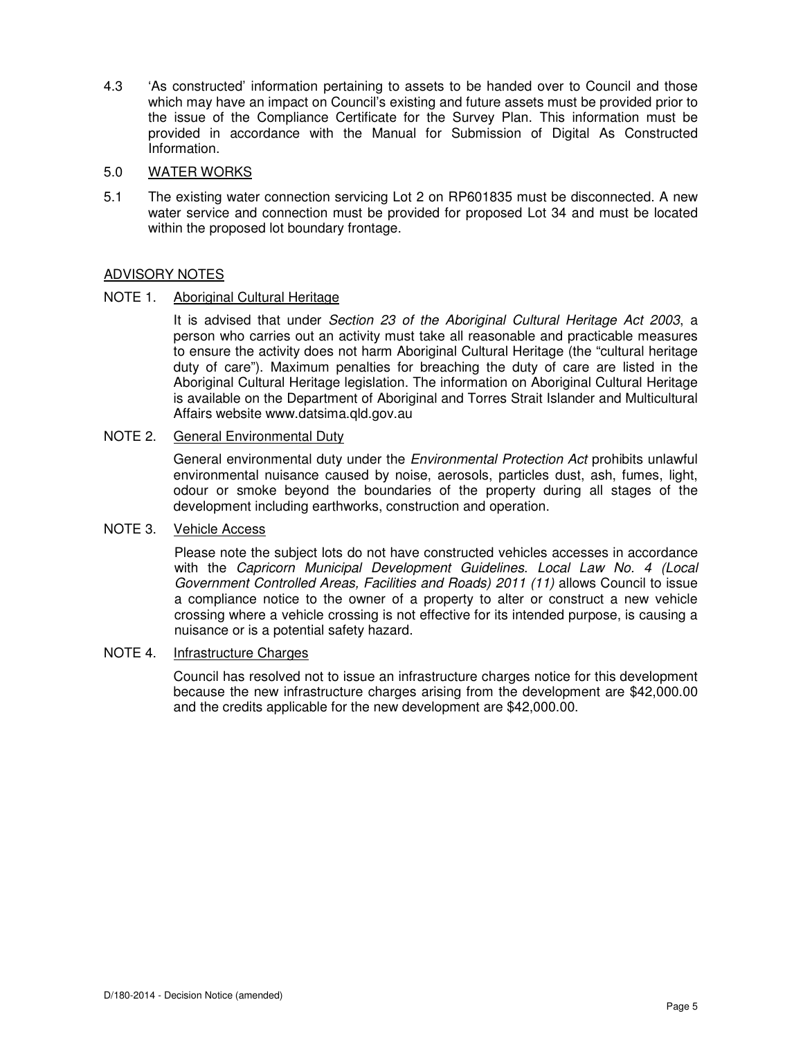4.3 'As constructed' information pertaining to assets to be handed over to Council and those which may have an impact on Council's existing and future assets must be provided prior to the issue of the Compliance Certificate for the Survey Plan. This information must be provided in accordance with the Manual for Submission of Digital As Constructed Information.

## 5.0 WATER WORKS

5.1 The existing water connection servicing Lot 2 on RP601835 must be disconnected. A new water service and connection must be provided for proposed Lot 34 and must be located within the proposed lot boundary frontage.

## ADVISORY NOTES

### NOTE 1. Aboriginal Cultural Heritage

It is advised that under *Section 23 of the Aboriginal Cultural Heritage Act 2003*, a person who carries out an activity must take all reasonable and practicable measures to ensure the activity does not harm Aboriginal Cultural Heritage (the "cultural heritage duty of care"). Maximum penalties for breaching the duty of care are listed in the Aboriginal Cultural Heritage legislation. The information on Aboriginal Cultural Heritage is available on the Department of Aboriginal and Torres Strait Islander and Multicultural Affairs website www.datsima.qld.gov.au

### NOTE 2. General Environmental Duty

General environmental duty under the *Environmental Protection Act* prohibits unlawful environmental nuisance caused by noise, aerosols, particles dust, ash, fumes, light, odour or smoke beyond the boundaries of the property during all stages of the development including earthworks, construction and operation.

### NOTE 3. Vehicle Access

Please note the subject lots do not have constructed vehicles accesses in accordance with the *Capricorn Municipal Development Guidelines. Local Law No. 4 (Local Government Controlled Areas, Facilities and Roads) 2011 (11)* allows Council to issue a compliance notice to the owner of a property to alter or construct a new vehicle crossing where a vehicle crossing is not effective for its intended purpose, is causing a nuisance or is a potential safety hazard.

### NOTE 4. Infrastructure Charges

Council has resolved not to issue an infrastructure charges notice for this development because the new infrastructure charges arising from the development are $42,000.00 and the credits applicable for the new development are $42,000.00.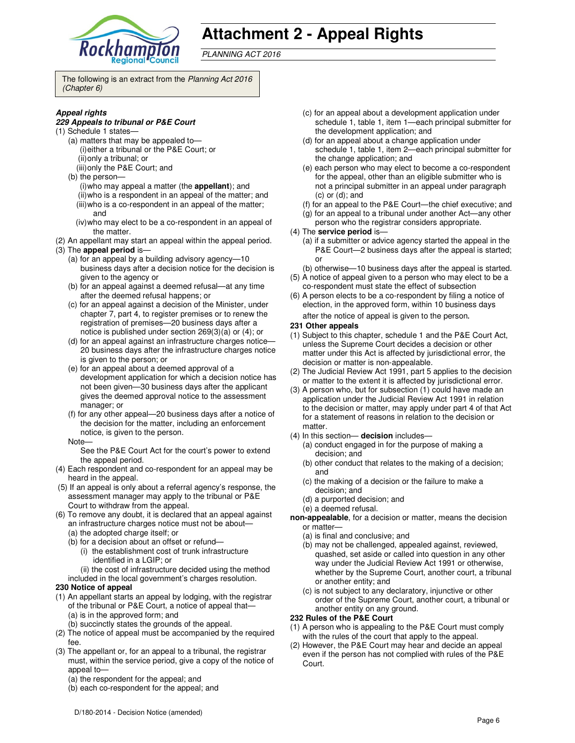# Attachment 2 - Appeal Rights

*PLANNING ACT 2016*

The following is an extract from the *Planning Act 2016 (Chapter 6)*

***Appeal rights***

***229 Appeals to tribunal or P&E Court***

(1) Schedule 1 states—

(a) matters that may be appealed to—

(i) either a tribunal or the P&E Court; or

(ii) only a tribunal; or

(iii) only the P&E Court; and

(b) the person—

(i) who may appeal a matter (the **appellant**); and

(ii) who is a respondent in an appeal of the matter; and

(iii) who is a co-respondent in an appeal of the matter; and

(iv) who may elect to be a co-respondent in an appeal of the matter.

(2) An appellant may start an appeal within the appeal period.

(3) The **appeal period** is—

(a) for an appeal by a building advisory agency—10 business days after a decision notice for the decision is given to the agency or

(b) for an appeal against a deemed refusal—at any time after the deemed refusal happens; or

(c) for an appeal against a decision of the Minister, under chapter 7, part 4, to register premises or to renew the registration of premises—20 business days after a notice is published under section 269(3)(a) or (4); or

(d) for an appeal against an infrastructure charges notice—20 business days after the infrastructure charges notice is given to the person; or

(e) for an appeal about a deemed approval of a development application for which a decision notice has not been given—30 business days after the applicant gives the deemed approval notice to the assessment manager; or

(f) for any other appeal—20 business days after a notice of the decision for the matter, including an enforcement notice, is given to the person.

Note—

See the P&E Court Act for the court's power to extend the appeal period.

(4) Each respondent and co-respondent for an appeal may be heard in the appeal.

(5) If an appeal is only about a referral agency's response, the assessment manager may apply to the tribunal or P&E Court to withdraw from the appeal.

(6) To remove any doubt, it is declared that an appeal against an infrastructure charges notice must not be about—

(a) the adopted charge itself; or

(b) for a decision about an offset or refund—

(i) the establishment cost of trunk infrastructure identified in a LGIP; or

(ii) the cost of infrastructure decided using the method included in the local government's charges resolution.

**230 Notice of appeal**

(1) An appellant starts an appeal by lodging, with the registrar of the tribunal or P&E Court, a notice of appeal that—

(a) is in the approved form; and

(b) succinctly states the grounds of the appeal.

(2) The notice of appeal must be accompanied by the required fee.

(3) The appellant or, for an appeal to a tribunal, the registrar must, within the service period, give a copy of the notice of appeal to—

(a) the respondent for the appeal; and

(b) each co-respondent for the appeal; and

(c) for an appeal about a development application under schedule 1, table 1, item 1—each principal submitter for the development application; and

(d) for an appeal about a change application under schedule 1, table 1, item 2—each principal submitter for the change application; and

(e) each person who may elect to become a co-respondent for the appeal, other than an eligible submitter who is not a principal submitter in an appeal under paragraph (c) or (d); and

(f) for an appeal to the P&E Court—the chief executive; and

(g) for an appeal to a tribunal under another Act—any other person who the registrar considers appropriate.

(4) The **service period** is—

(a) if a submitter or advice agency started the appeal in the P&E Court—2 business days after the appeal is started; or

(b) otherwise—10 business days after the appeal is started.

(5) A notice of appeal given to a person who may elect to be a co-respondent must state the effect of subsection

(6) A person elects to be a co-respondent by filing a notice of election, in the approved form, within 10 business days after the notice of appeal is given to the person.

**231 Other appeals**

(1) Subject to this chapter, schedule 1 and the P&E Court Act, unless the Supreme Court decides a decision or other matter under this Act is affected by jurisdictional error, the decision or matter is non-appealable.

(2) The Judicial Review Act 1991, part 5 applies to the decision or matter to the extent it is affected by jurisdictional error.

(3) A person who, but for subsection (1) could have made an application under the Judicial Review Act 1991 in relation to the decision or matter, may apply under part 4 of that Act for a statement of reasons in relation to the decision or matter.

(4) In this section— **decision** includes—

(a) conduct engaged in for the purpose of making a decision; and

(b) other conduct that relates to the making of a decision; and

(c) the making of a decision or the failure to make a decision; and

(d) a purported decision; and

(e) a deemed refusal.

**non-appealable**, for a decision or matter, means the decision or matter—

(a) is final and conclusive; and

(b) may not be challenged, appealed against, reviewed, quashed, set aside or called into question in any other way under the Judicial Review Act 1991 or otherwise, whether by the Supreme Court, another court, a tribunal or another entity; and

(c) is not subject to any declaratory, injunctive or other order of the Supreme Court, another court, a tribunal or another entity on any ground.

**232 Rules of the P&E Court**

(1) A person who is appealing to the P&E Court must comply with the rules of the court that apply to the appeal.

(2) However, the P&E Court may hear and decide an appeal even if the person has not complied with rules of the P&E Court.

D/180-2014 - Decision Notice (amended)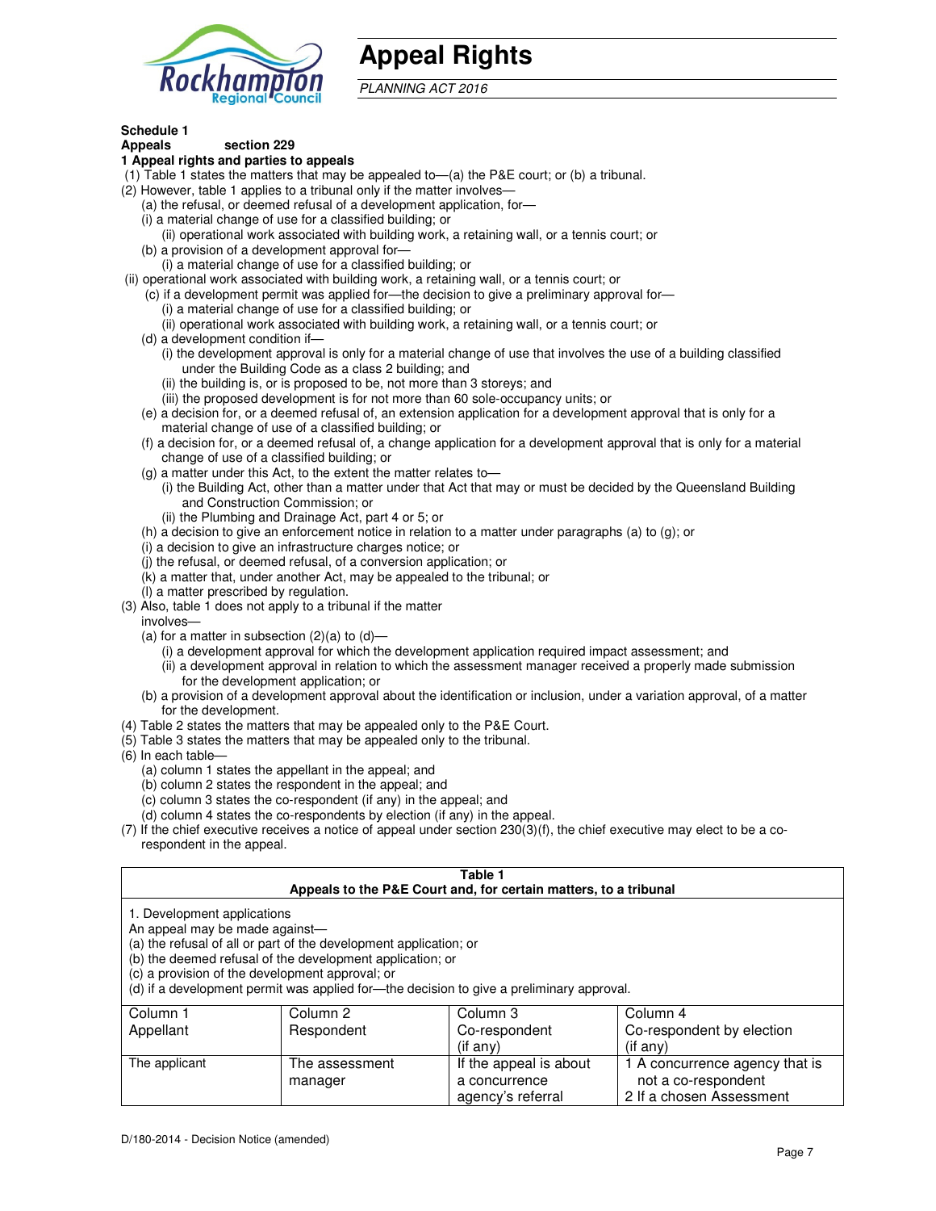# Appeal Rights

*PLANNING ACT 2016*

**Schedule 1**
**Appeals section 229**
**1 Appeal rights and parties to appeals**

(1) Table 1 states the matters that may be appealed to—(a) the P&E court; or (b) a tribunal.
(2) However, table 1 applies to a tribunal only if the matter involves—
   (a) the refusal, or deemed refusal of a development application, for—
   (i) a material change of use for a classified building; or
      (ii) operational work associated with building work, a retaining wall, or a tennis court; or
   (b) a provision of a development approval for—
      (i) a material change of use for a classified building; or
(ii) operational work associated with building work, a retaining wall, or a tennis court; or
   (c) if a development permit was applied for—the decision to give a preliminary approval for—
      (i) a material change of use for a classified building; or
      (ii) operational work associated with building work, a retaining wall, or a tennis court; or
   (d) a development condition if—
      (i) the development approval is only for a material change of use that involves the use of a building classified under the Building Code as a class 2 building; and
      (ii) the building is, or is proposed to be, not more than 3 storeys; and
      (iii) the proposed development is for not more than 60 sole-occupancy units; or
   (e) a decision for, or a deemed refusal of, an extension application for a development approval that is only for a material change of use of a classified building; or
   (f) a decision for, or a deemed refusal of, a change application for a development approval that is only for a material change of use of a classified building; or
   (g) a matter under this Act, to the extent the matter relates to—
      (i) the Building Act, other than a matter under that Act that may or must be decided by the Queensland Building and Construction Commission; or
      (ii) the Plumbing and Drainage Act, part 4 or 5; or
   (h) a decision to give an enforcement notice in relation to a matter under paragraphs (a) to (g); or
   (i) a decision to give an infrastructure charges notice; or
   (j) the refusal, or deemed refusal, of a conversion application; or
   (k) a matter that, under another Act, may be appealed to the tribunal; or
   (l) a matter prescribed by regulation.
(3) Also, table 1 does not apply to a tribunal if the matter involves—
   (a) for a matter in subsection (2)(a) to (d)—
      (i) a development approval for which the development application required impact assessment; and
      (ii) a development approval in relation to which the assessment manager received a properly made submission for the development application; or
   (b) a provision of a development approval about the identification or inclusion, under a variation approval, of a matter for the development.
(4) Table 2 states the matters that may be appealed only to the P&E Court.
(5) Table 3 states the matters that may be appealed only to the tribunal.
(6) In each table—
   (a) column 1 states the appellant in the appeal; and
   (b) column 2 states the respondent in the appeal; and
   (c) column 3 states the co-respondent (if any) in the appeal; and
   (d) column 4 states the co-respondents by election (if any) in the appeal.
(7) If the chief executive receives a notice of appeal under section 230(3)(f), the chief executive may elect to be a co-respondent in the appeal.

**Table 1**
**Appeals to the P&E Court and, for certain matters, to a tribunal**

1. Development applications
An appeal may be made against—
(a) the refusal of all or part of the development application; or
(b) the deemed refusal of the development application; or
(c) a provision of the development approval; or
(d) if a development permit was applied for—the decision to give a preliminary approval.

| Column 1<br>Appellant | Column 2<br>Respondent | Column 3<br>Co-respondent<br>(if any) | Column 4<br>Co-respondent by election<br>(if any) |
|---|---|---|---|
| The applicant | The assessment manager | If the appeal is about a concurrence agency's referral | 1 A concurrence agency that is not a co-respondent<br>2 If a chosen Assessment |

D/180-2014 - Decision Notice (amended)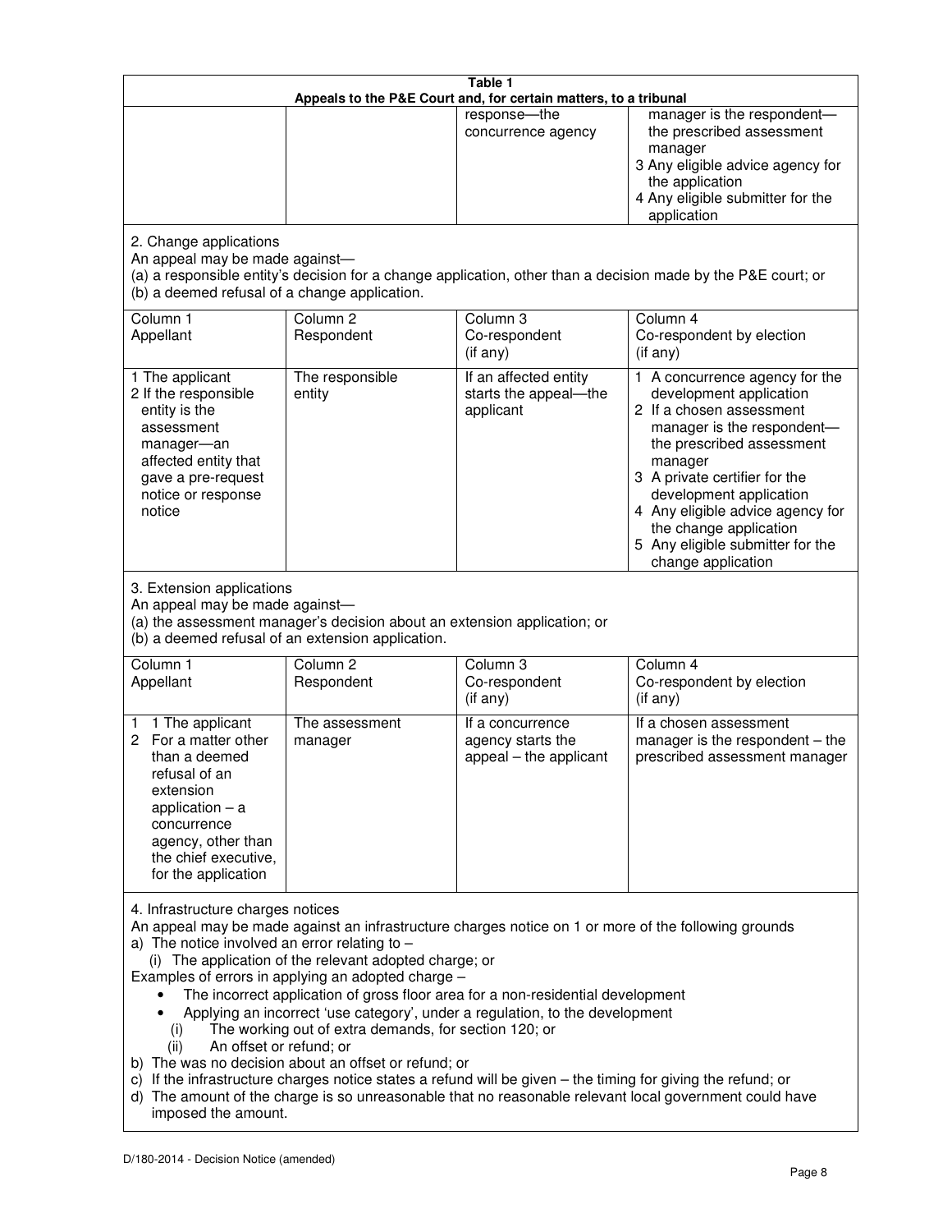**Table 1**
**Appeals to the P&E Court and, for certain matters, to a tribunal**

| | | | |
|---|---|---|---|
| | | response—the concurrence agency | manager is the respondent—the prescribed assessment manager<br>3 Any eligible advice agency for the application<br>4 Any eligible submitter for the application |

2. Change applications

An appeal may be made against—
(a) a responsible entity's decision for a change application, other than a decision made by the P&E court; or
(b) a deemed refusal of a change application.

| Column 1<br>Appellant | Column 2<br>Respondent | Column 3<br>Co-respondent<br>(if any) | Column 4<br>Co-respondent by election<br>(if any) |
|---|---|---|---|
| 1 The applicant<br>2 If the responsible entity is the assessment manager—an affected entity that gave a pre-request notice or response notice | The responsible entity | If an affected entity starts the appeal—the applicant | 1 A concurrence agency for the development application<br>2 If a chosen assessment manager is the respondent—the prescribed assessment manager<br>3 A private certifier for the development application<br>4 Any eligible advice agency for the change application<br>5 Any eligible submitter for the change application |

3. Extension applications

An appeal may be made against—
(a) the assessment manager's decision about an extension application; or
(b) a deemed refusal of an extension application.

| Column 1<br>Appellant | Column 2<br>Respondent | Column 3<br>Co-respondent<br>(if any) | Column 4<br>Co-respondent by election<br>(if any) |
|---|---|---|---|
| 1 1 The applicant<br>2 For a matter other than a deemed refusal of an extension application – a concurrence agency, other than the chief executive, for the application | The assessment manager | If a concurrence agency starts the appeal – the applicant | If a chosen assessment manager is the respondent – the prescribed assessment manager |

4. Infrastructure charges notices

An appeal may be made against an infrastructure charges notice on 1 or more of the following grounds

a) The notice involved an error relating to –
   (i) The application of the relevant adopted charge; or

Examples of errors in applying an adopted charge –

- The incorrect application of gross floor area for a non-residential development
- Applying an incorrect 'use category', under a regulation, to the development
   (i) The working out of extra demands, for section 120; or
   (ii) An offset or refund; or

b) The was no decision about an offset or refund; or
c) If the infrastructure charges notice states a refund will be given – the timing for giving the refund; or
d) The amount of the charge is so unreasonable that no reasonable relevant local government could have imposed the amount.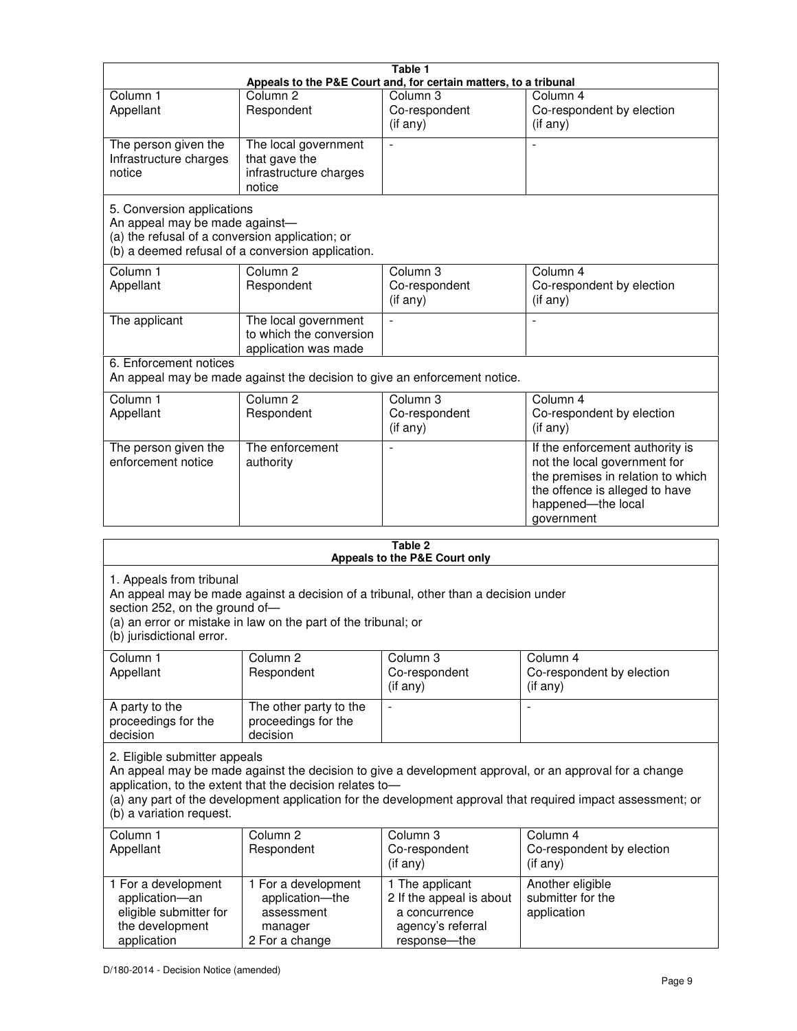**Table 1**
**Appeals to the P&E Court and, for certain matters, to a tribunal**

| Column 1<br>Appellant | Column 2<br>Respondent | Column 3<br>Co-respondent<br>(if any) | Column 4<br>Co-respondent by election<br>(if any) |
|---|---|---|---|
| The person given the Infrastructure charges notice | The local government that gave the infrastructure charges notice | - | - |

5. Conversion applications
An appeal may be made against—
(a) the refusal of a conversion application; or
(b) a deemed refusal of a conversion application.

| Column 1<br>Appellant | Column 2<br>Respondent | Column 3<br>Co-respondent<br>(if any) | Column 4<br>Co-respondent by election<br>(if any) |
|---|---|---|---|
| The applicant | The local government to which the conversion application was made | - | - |

6. Enforcement notices
An appeal may be made against the decision to give an enforcement notice.

| Column 1<br>Appellant | Column 2<br>Respondent | Column 3<br>Co-respondent<br>(if any) | Column 4<br>Co-respondent by election<br>(if any) |
|---|---|---|---|
| The person given the enforcement notice | The enforcement authority | - | If the enforcement authority is not the local government for the premises in relation to which the offence is alleged to have happened—the local government |

**Table 2**
**Appeals to the P&E Court only**

1. Appeals from tribunal
An appeal may be made against a decision of a tribunal, other than a decision under section 252, on the ground of—
(a) an error or mistake in law on the part of the tribunal; or
(b) jurisdictional error.

| Column 1<br>Appellant | Column 2<br>Respondent | Column 3<br>Co-respondent<br>(if any) | Column 4<br>Co-respondent by election<br>(if any) |
|---|---|---|---|
| A party to the proceedings for the decision | The other party to the proceedings for the decision | - | - |

2. Eligible submitter appeals
An appeal may be made against the decision to give a development approval, or an approval for a change application, to the extent that the decision relates to—
(a) any part of the development application for the development approval that required impact assessment; or
(b) a variation request.

| Column 1<br>Appellant | Column 2<br>Respondent | Column 3<br>Co-respondent<br>(if any) | Column 4<br>Co-respondent by election<br>(if any) |
|---|---|---|---|
| 1 For a development application—an eligible submitter for the development application | 1 For a development application—the assessment manager<br>2 For a change | 1 The applicant<br>2 If the appeal is about a concurrence agency's referral response—the | Another eligible submitter for the application |

D/180-2014 - Decision Notice (amended)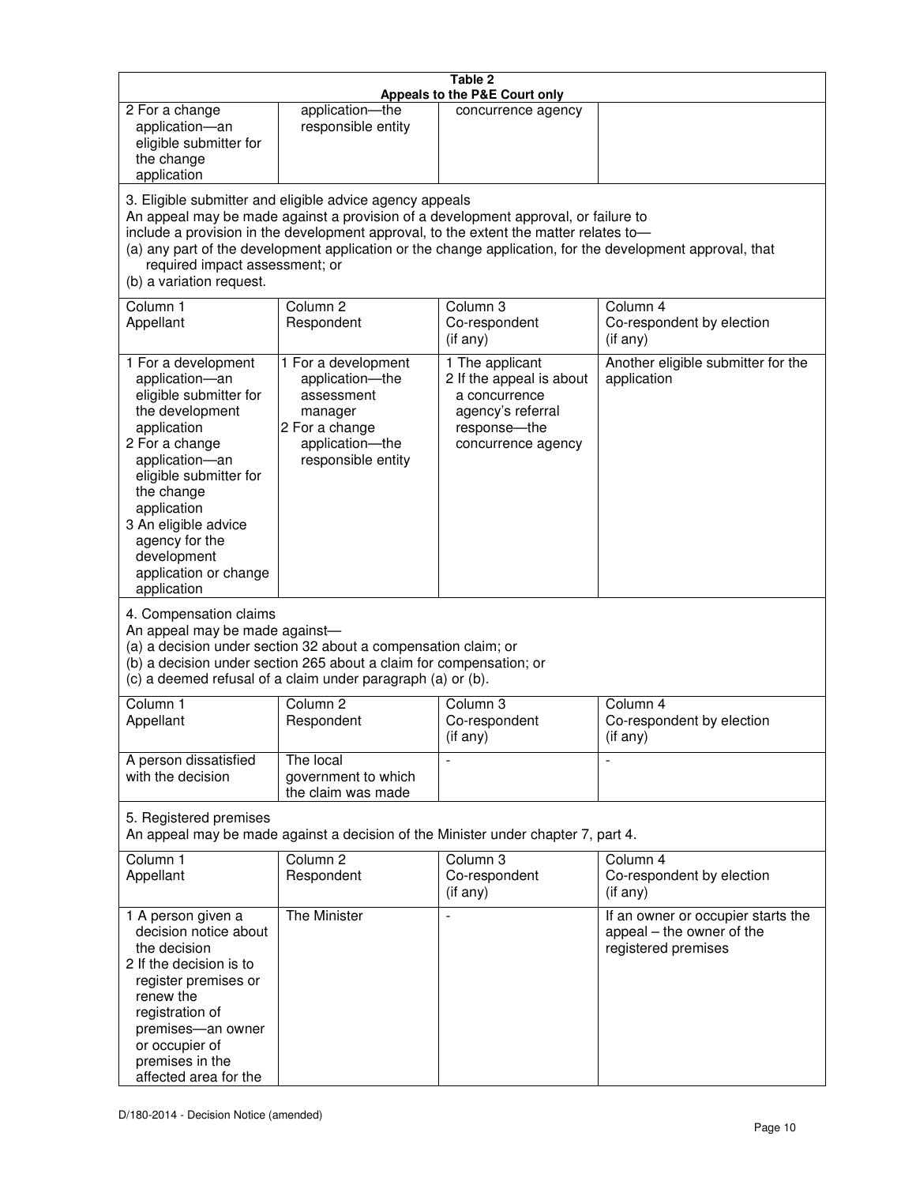**Table 2**
**Appeals to the P&E Court only**

| | | | |
|---|---|---|---|
| 2 For a change application—an eligible submitter for the change application | application—the responsible entity | concurrence agency | |

3. Eligible submitter and eligible advice agency appeals
An appeal may be made against a provision of a development approval, or failure to include a provision in the development approval, to the extent the matter relates to—
(a) any part of the development application or the change application, for the development approval, that required impact assessment; or
(b) a variation request.

| Column 1 Appellant | Column 2 Respondent | Column 3 Co-respondent (if any) | Column 4 Co-respondent by election (if any) |
|---|---|---|---|
| 1 For a development application—an eligible submitter for the development application<br>2 For a change application—an eligible submitter for the change application<br>3 An eligible advice agency for the development application or change application | 1 For a development application—the assessment manager<br>2 For a change application—the responsible entity | 1 The applicant<br>2 If the appeal is about a concurrence agency's referral response—the concurrence agency | Another eligible submitter for the application |

4. Compensation claims
An appeal may be made against—
(a) a decision under section 32 about a compensation claim; or
(b) a decision under section 265 about a claim for compensation; or
(c) a deemed refusal of a claim under paragraph (a) or (b).

| Column 1 Appellant | Column 2 Respondent | Column 3 Co-respondent (if any) | Column 4 Co-respondent by election (if any) |
|---|---|---|---|
| A person dissatisfied with the decision | The local government to which the claim was made | - | - |

5. Registered premises
An appeal may be made against a decision of the Minister under chapter 7, part 4.

| Column 1 Appellant | Column 2 Respondent | Column 3 Co-respondent (if any) | Column 4 Co-respondent by election (if any) |
|---|---|---|---|
| 1 A person given a decision notice about the decision<br>2 If the decision is to register premises or renew the registration of premises—an owner or occupier of premises in the affected area for the | The Minister | - | If an owner or occupier starts the appeal – the owner of the registered premises |

D/180-2014 - Decision Notice (amended)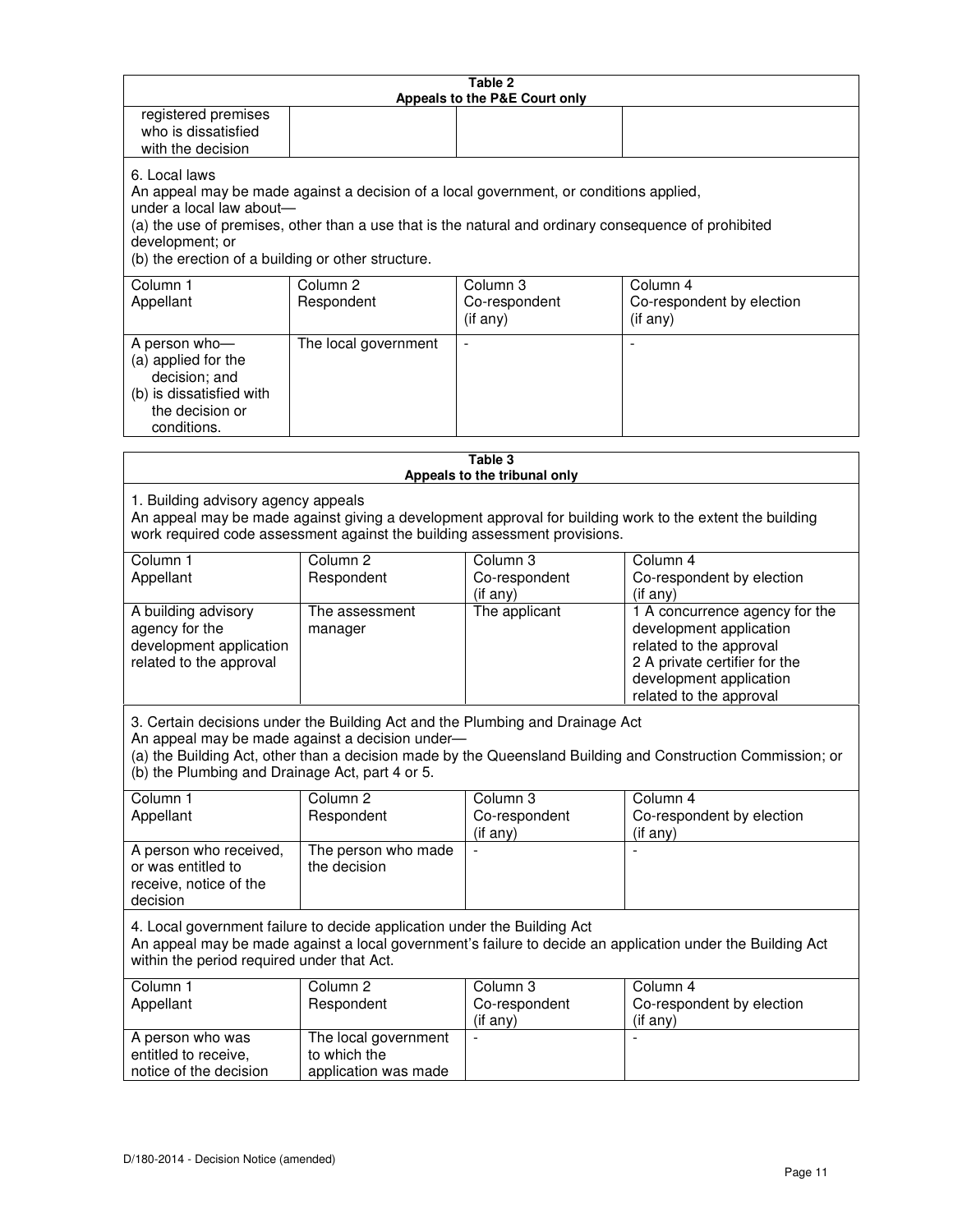**Table 2**
**Appeals to the P&E Court only**

| | | | |
|---|---|---|---|
| registered premises who is dissatisfied with the decision | | | |

6. Local laws
An appeal may be made against a decision of a local government, or conditions applied, under a local law about—
(a) the use of premises, other than a use that is the natural and ordinary consequence of prohibited development; or
(b) the erection of a building or other structure.

| Column 1 Appellant | Column 2 Respondent | Column 3 Co-respondent (if any) | Column 4 Co-respondent by election (if any) |
|---|---|---|---|
| A person who— (a) applied for the decision; and (b) is dissatisfied with the decision or conditions. | The local government | - | - |

**Table 3**
**Appeals to the tribunal only**

1. Building advisory agency appeals
An appeal may be made against giving a development approval for building work to the extent the building work required code assessment against the building assessment provisions.

| Column 1 Appellant | Column 2 Respondent | Column 3 Co-respondent (if any) | Column 4 Co-respondent by election (if any) |
|---|---|---|---|
| A building advisory agency for the development application related to the approval | The assessment manager | The applicant | 1 A concurrence agency for the development application related to the approval 2 A private certifier for the development application related to the approval |

3. Certain decisions under the Building Act and the Plumbing and Drainage Act
An appeal may be made against a decision under—
(a) the Building Act, other than a decision made by the Queensland Building and Construction Commission; or
(b) the Plumbing and Drainage Act, part 4 or 5.

| Column 1 Appellant | Column 2 Respondent | Column 3 Co-respondent (if any) | Column 4 Co-respondent by election (if any) |
|---|---|---|---|
| A person who received, or was entitled to receive, notice of the decision | The person who made the decision | - | - |

4. Local government failure to decide application under the Building Act
An appeal may be made against a local government's failure to decide an application under the Building Act within the period required under that Act.

| Column 1 Appellant | Column 2 Respondent | Column 3 Co-respondent (if any) | Column 4 Co-respondent by election (if any) |
|---|---|---|---|
| A person who was entitled to receive, notice of the decision | The local government to which the application was made | - | - |

D/180-2014 - Decision Notice (amended)